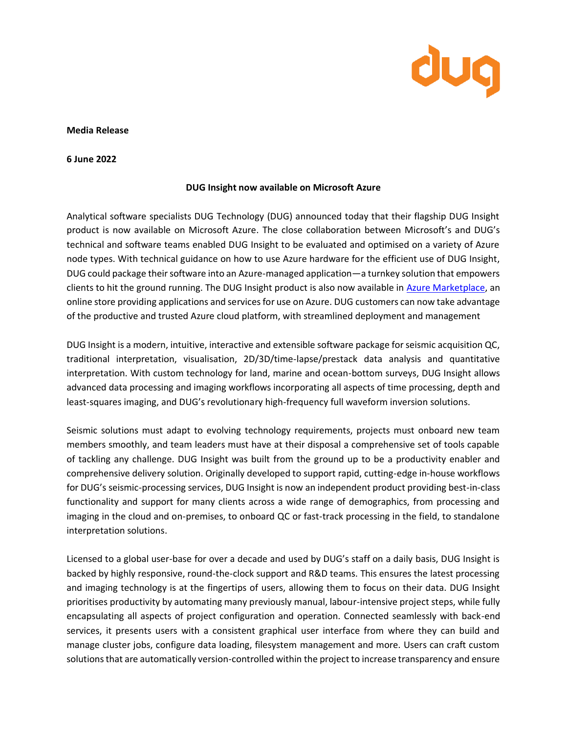**Media Release**

**6 June 2022**

**DUG Insight now available on Microsoft Azure**

Analytical software specialists DUG Technology (DUG) announced today that their flagship DUG Insight product is now available on Microsoft Azure. The close collaboration between Microsoft's and DUG's technical and software teams enabled DUG Insight to be evaluated and optimised on a variety of Azure node types. With technical guidance on how to use Azure hardware for the efficient use of DUG Insight, DUG could package their software into an Azure-managed application—a turnkey solution that empowers clients to hit the ground running. The DUG Insight product is also now available in Azure Marketplace, an online store providing applications and services for use on Azure. DUG customers can now take advantage of the productive and trusted Azure cloud platform, with streamlined deployment and management

DUG Insight is a modern, intuitive, interactive and extensible software package for seismic acquisition QC, traditional interpretation, visualisation, 2D/3D/time-lapse/prestack data analysis and quantitative interpretation. With custom technology for land, marine and ocean-bottom surveys, DUG Insight allows advanced data processing and imaging workflows incorporating all aspects of time processing, depth and least-squares imaging, and DUG's revolutionary high-frequency full waveform inversion solutions.

Seismic solutions must adapt to evolving technology requirements, projects must onboard new team members smoothly, and team leaders must have at their disposal a comprehensive set of tools capable of tackling any challenge. DUG Insight was built from the ground up to be a productivity enabler and comprehensive delivery solution. Originally developed to support rapid, cutting-edge in-house workflows for DUG's seismic-processing services, DUG Insight is now an independent product providing best-in-class functionality and support for many clients across a wide range of demographics, from processing and imaging in the cloud and on-premises, to onboard QC or fast-track processing in the field, to standalone interpretation solutions.

Licensed to a global user-base for over a decade and used by DUG's staff on a daily basis, DUG Insight is backed by highly responsive, round-the-clock support and R&D teams. This ensures the latest processing and imaging technology is at the fingertips of users, allowing them to focus on their data. DUG Insight prioritises productivity by automating many previously manual, labour-intensive project steps, while fully encapsulating all aspects of project configuration and operation. Connected seamlessly with back-end services, it presents users with a consistent graphical user interface from where they can build and manage cluster jobs, configure data loading, filesystem management and more. Users can craft custom solutions that are automatically version-controlled within the project to increase transparency and ensure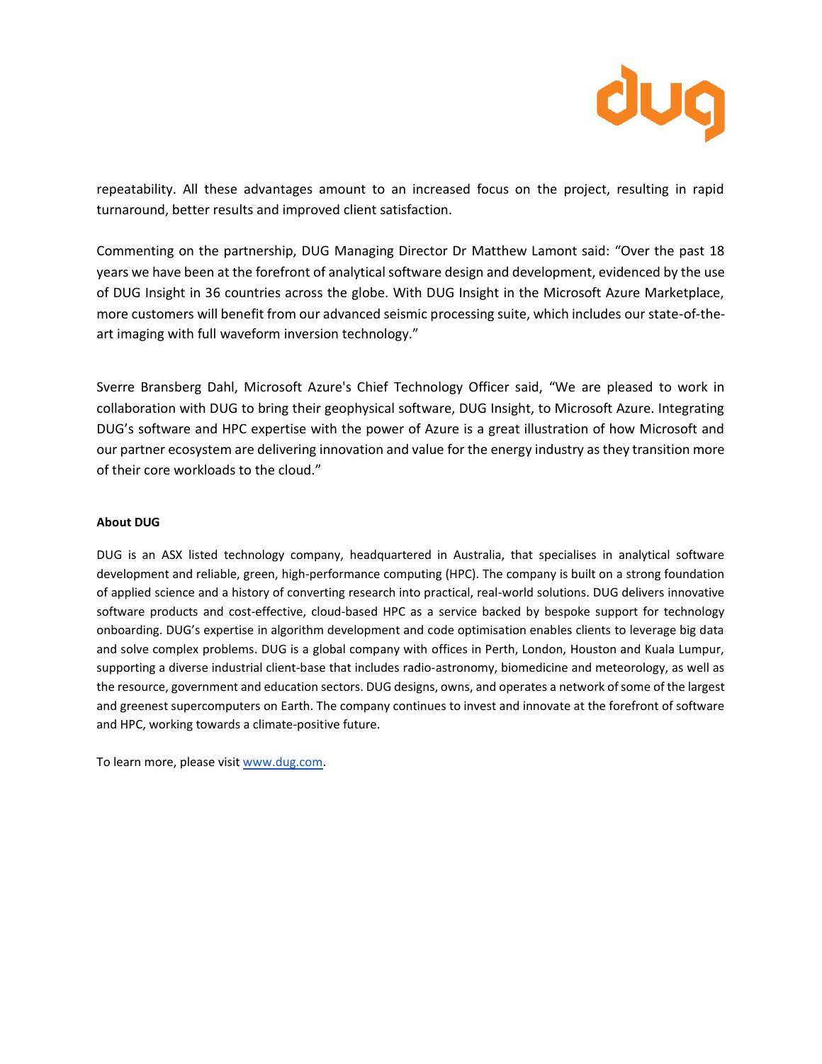repeatability. All these advantages amount to an increased focus on the project, resulting in rapid turnaround, better results and improved client satisfaction.

Commenting on the partnership, DUG Managing Director Dr Matthew Lamont said: "Over the past 18 years we have been at the forefront of analytical software design and development, evidenced by the use of DUG Insight in 36 countries across the globe. With DUG Insight in the Microsoft Azure Marketplace, more customers will benefit from our advanced seismic processing suite, which includes our state-of-the-art imaging with full waveform inversion technology."

Sverre Bransberg Dahl, Microsoft Azure's Chief Technology Officer said, "We are pleased to work in collaboration with DUG to bring their geophysical software, DUG Insight, to Microsoft Azure. Integrating DUG's software and HPC expertise with the power of Azure is a great illustration of how Microsoft and our partner ecosystem are delivering innovation and value for the energy industry as they transition more of their core workloads to the cloud."

**About DUG**

DUG is an ASX listed technology company, headquartered in Australia, that specialises in analytical software development and reliable, green, high-performance computing (HPC). The company is built on a strong foundation of applied science and a history of converting research into practical, real-world solutions. DUG delivers innovative software products and cost-effective, cloud-based HPC as a service backed by bespoke support for technology onboarding. DUG's expertise in algorithm development and code optimisation enables clients to leverage big data and solve complex problems. DUG is a global company with offices in Perth, London, Houston and Kuala Lumpur, supporting a diverse industrial client-base that includes radio-astronomy, biomedicine and meteorology, as well as the resource, government and education sectors. DUG designs, owns, and operates a network of some of the largest and greenest supercomputers on Earth. The company continues to invest and innovate at the forefront of software and HPC, working towards a climate-positive future.

To learn more, please visit [www.dug.com](http://www.dug.com).